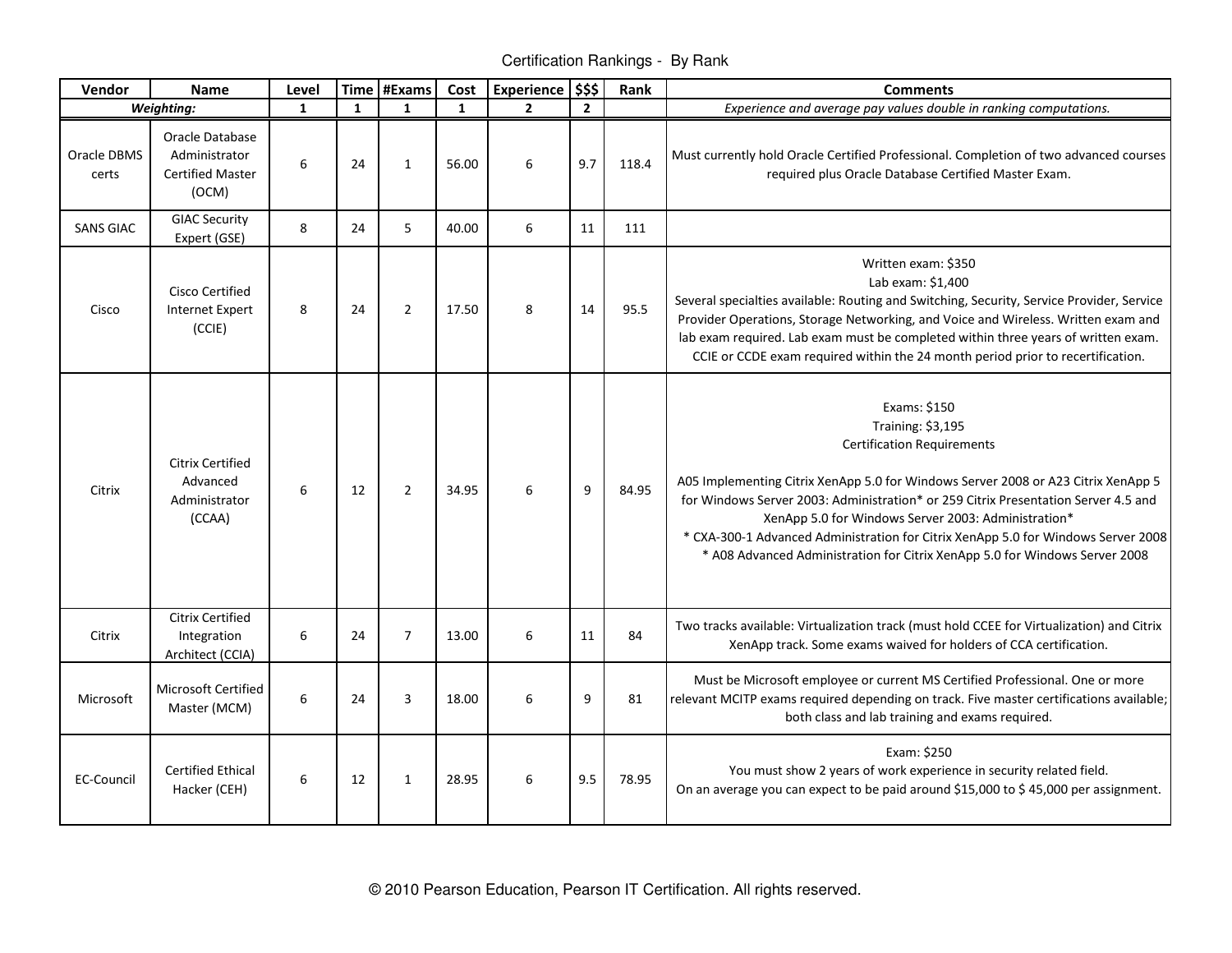# Certification Rankings - By Rank

| Vendor | Name | Level | Time | #Exams | Cost | Experience | $$$ | Rank | Comments |
|---|---|---|---|---|---|---|---|---|---|
| ***Weighting:*** | | 1 | 1 | 1 | 1 | 2 | 2 | | *Experience and average pay values double in ranking computations.* |
| Oracle DBMS certs | Oracle Database Administrator Certified Master (OCM) | 6 | 24 | 1 | 56.00 | 6 | 9.7 | 118.4 | Must currently hold Oracle Certified Professional. Completion of two advanced courses required plus Oracle Database Certified Master Exam. |
| SANS GIAC | GIAC Security Expert (GSE) | 8 | 24 | 5 | 40.00 | 6 | 11 | 111 | |
| Cisco | Cisco Certified Internet Expert (CCIE) | 8 | 24 | 2 | 17.50 | 8 | 14 | 95.5 | Written exam: $350<br>Lab exam: $1,400<br>Several specialties available: Routing and Switching, Security, Service Provider, Service Provider Operations, Storage Networking, and Voice and Wireless. Written exam and lab exam required. Lab exam must be completed within three years of written exam. CCIE or CCDE exam required within the 24 month period prior to recertification. |
| Citrix | Citrix Certified Advanced Administrator (CCAA) | 6 | 12 | 2 | 34.95 | 6 | 9 | 84.95 | Exams: $150<br>Training: $3,195<br>Certification Requirements<br><br>A05 Implementing Citrix XenApp 5.0 for Windows Server 2008 or A23 Citrix XenApp 5 for Windows Server 2003: Administration* or 259 Citrix Presentation Server 4.5 and XenApp 5.0 for Windows Server 2003: Administration*<br>* CXA-300-1 Advanced Administration for Citrix XenApp 5.0 for Windows Server 2008<br>* A08 Advanced Administration for Citrix XenApp 5.0 for Windows Server 2008 |
| Citrix | Citrix Certified Integration Architect (CCIA) | 6 | 24 | 7 | 13.00 | 6 | 11 | 84 | Two tracks available: Virtualization track (must hold CCEE for Virtualization) and Citrix XenApp track. Some exams waived for holders of CCA certification. |
| Microsoft | Microsoft Certified Master (MCM) | 6 | 24 | 3 | 18.00 | 6 | 9 | 81 | Must be Microsoft employee or current MS Certified Professional. One or more relevant MCITP exams required depending on track. Five master certifications available; both class and lab training and exams required. |
| EC-Council | Certified Ethical Hacker (CEH) | 6 | 12 | 1 | 28.95 | 6 | 9.5 | 78.95 | Exam: $250<br>You must show 2 years of work experience in security related field.<br>On an average you can expect to be paid around $15,000 to $ 45,000 per assignment. |

© 2010 Pearson Education, Pearson IT Certification. All rights reserved.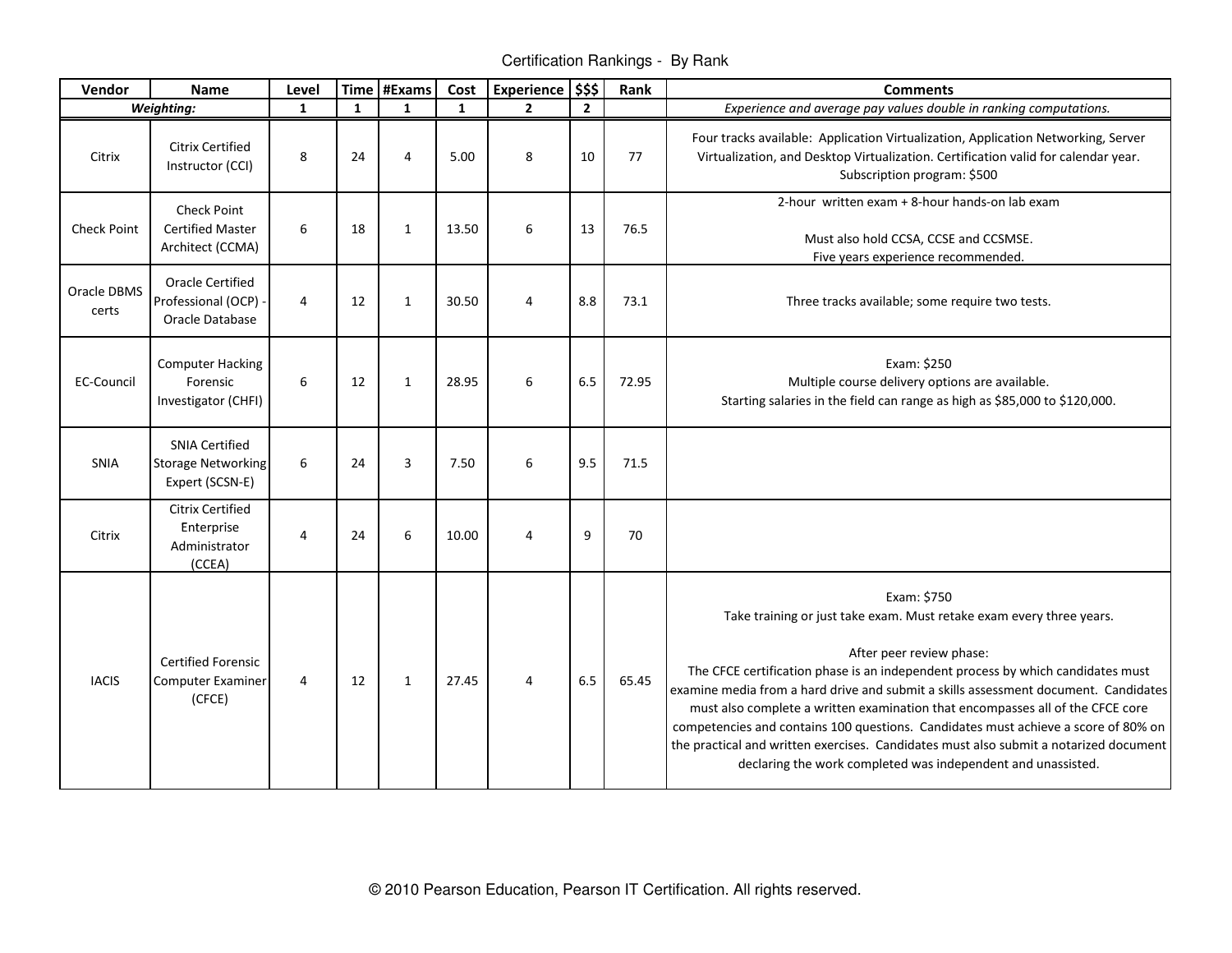Certification Rankings - By Rank

| Vendor | Name | Level | Time | #Exams | Cost | Experience | $$$ | Rank | Comments |
|---|---|---|---|---|---|---|---|---|---|
| ***Weighting:*** | | **1** | **1** | **1** | **1** | **2** | **2** | | *Experience and average pay values double in ranking computations.* |
| Citrix | Citrix Certified Instructor (CCI) | 8 | 24 | 4 | 5.00 | 8 | 10 | 77 | Four tracks available: Application Virtualization, Application Networking, Server Virtualization, and Desktop Virtualization. Certification valid for calendar year. Subscription program: $500 |
| Check Point | Check Point Certified Master Architect (CCMA) | 6 | 18 | 1 | 13.50 | 6 | 13 | 76.5 | 2-hour written exam + 8-hour hands-on lab exam<br><br>Must also hold CCSA, CCSE and CCSMSE.<br>Five years experience recommended. |
| Oracle DBMS certs | Oracle Certified Professional (OCP) - Oracle Database | 4 | 12 | 1 | 30.50 | 4 | 8.8 | 73.1 | Three tracks available; some require two tests. |
| EC-Council | Computer Hacking Forensic Investigator (CHFI) | 6 | 12 | 1 | 28.95 | 6 | 6.5 | 72.95 | Exam: $250<br>Multiple course delivery options are available.<br>Starting salaries in the field can range as high as $85,000 to $120,000. |
| SNIA | SNIA Certified Storage Networking Expert (SCSN-E) | 6 | 24 | 3 | 7.50 | 6 | 9.5 | 71.5 | |
| Citrix | Citrix Certified Enterprise Administrator (CCEA) | 4 | 24 | 6 | 10.00 | 4 | 9 | 70 | |
| IACIS | Certified Forensic Computer Examiner (CFCE) | 4 | 12 | 1 | 27.45 | 4 | 6.5 | 65.45 | Exam: $750<br>Take training or just take exam. Must retake exam every three years.<br><br>After peer review phase:<br>The CFCE certification phase is an independent process by which candidates must examine media from a hard drive and submit a skills assessment document. Candidates must also complete a written examination that encompasses all of the CFCE core competencies and contains 100 questions. Candidates must achieve a score of 80% on the practical and written exercises. Candidates must also submit a notarized document declaring the work completed was independent and unassisted. |

© 2010 Pearson Education, Pearson IT Certification. All rights reserved.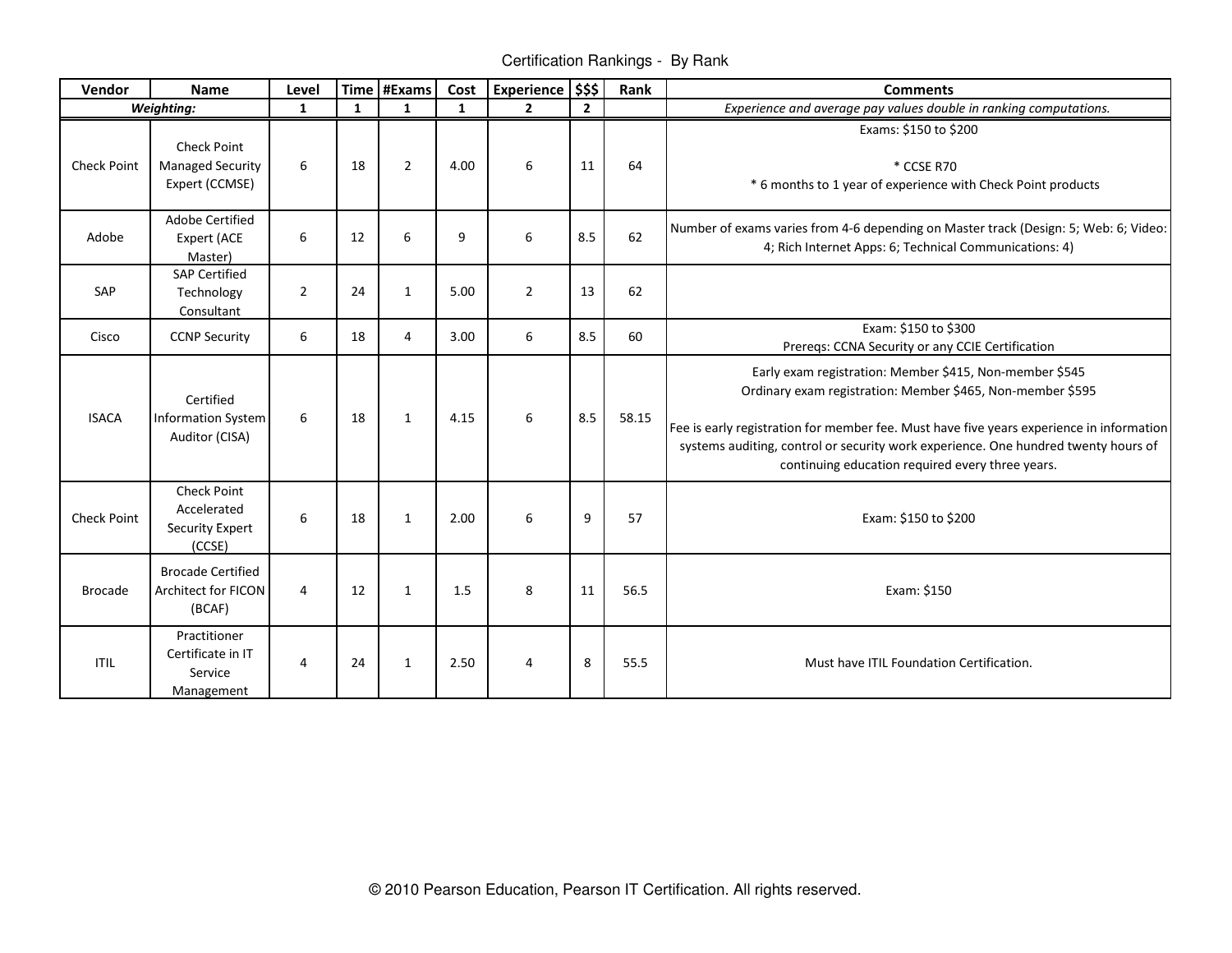# Certification Rankings - By Rank

| Vendor | Name | Level | Time | #Exams | Cost | Experience | $$$ | Rank | Comments |
|---|---|---|---|---|---|---|---|---|---|
| ***Weighting:*** | | **1** | **1** | **1** | **1** | **2** | **2** | | *Experience and average pay values double in ranking computations.* |
| Check Point | Check Point Managed Security Expert (CCMSE) | 6 | 18 | 2 | 4.00 | 6 | 11 | 64 | Exams: $150 to $200<br><br>* CCSE R70<br>* 6 months to 1 year of experience with Check Point products |
| Adobe | Adobe Certified Expert (ACE Master) | 6 | 12 | 6 | 9 | 6 | 8.5 | 62 | Number of exams varies from 4-6 depending on Master track (Design: 5; Web: 6; Video: 4; Rich Internet Apps: 6; Technical Communications: 4) |
| SAP | SAP Certified Technology Consultant | 2 | 24 | 1 | 5.00 | 2 | 13 | 62 | |
| Cisco | CCNP Security | 6 | 18 | 4 | 3.00 | 6 | 8.5 | 60 | Exam: $150 to $300<br>Prereqs: CCNA Security or any CCIE Certification |
| ISACA | Certified Information System Auditor (CISA) | 6 | 18 | 1 | 4.15 | 6 | 8.5 | 58.15 | Early exam registration: Member $415, Non-member $545<br>Ordinary exam registration: Member $465, Non-member $595<br><br>Fee is early registration for member fee. Must have five years experience in information systems auditing, control or security work experience. One hundred twenty hours of continuing education required every three years. |
| Check Point | Check Point Accelerated Security Expert (CCSE) | 6 | 18 | 1 | 2.00 | 6 | 9 | 57 | Exam: $150 to $200 |
| Brocade | Brocade Certified Architect for FICON (BCAF) | 4 | 12 | 1 | 1.5 | 8 | 11 | 56.5 | Exam: $150 |
| ITIL | Practitioner Certificate in IT Service Management | 4 | 24 | 1 | 2.50 | 4 | 8 | 55.5 | Must have ITIL Foundation Certification. |

© 2010 Pearson Education, Pearson IT Certification. All rights reserved.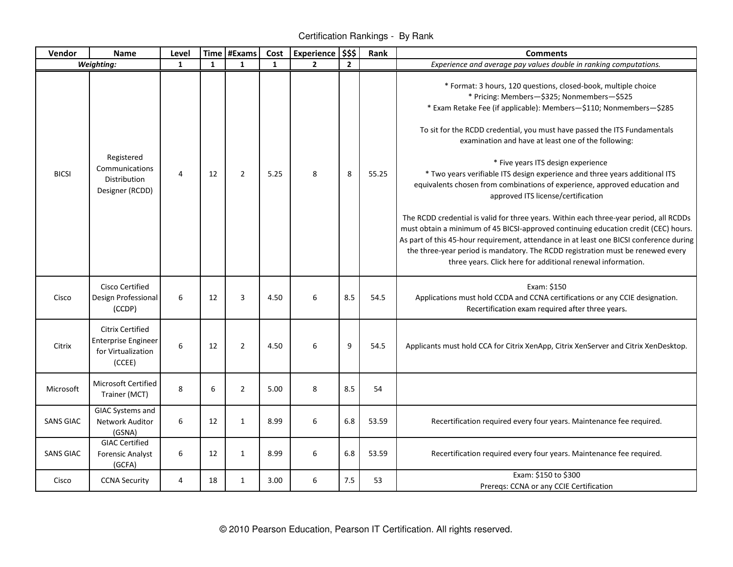Certification Rankings - By Rank

| Vendor | Name | Level | Time | #Exams | Cost | Experience | $$$ | Rank | Comments |
|---|---|---|---|---|---|---|---|---|---|
| ***Weighting:*** | | 1 | 1 | 1 | 1 | 2 | 2 | | *Experience and average pay values double in ranking computations.* |
| BICSI | Registered Communications Distribution Designer (RCDD) | 4 | 12 | 2 | 5.25 | 8 | 8 | 55.25 | * Format: 3 hours, 120 questions, closed-book, multiple choice<br>* Pricing: Members—$325; Nonmembers—$525<br>* Exam Retake Fee (if applicable): Members—$110; Nonmembers—$285<br><br>To sit for the RCDD credential, you must have passed the ITS Fundamentals examination and have at least one of the following:<br><br>* Five years ITS design experience<br>* Two years verifiable ITS design experience and three years additional ITS equivalents chosen from combinations of experience, approved education and approved ITS license/certification<br><br>The RCDD credential is valid for three years. Within each three-year period, all RCDDs must obtain a minimum of 45 BICSI-approved continuing education credit (CEC) hours. As part of this 45-hour requirement, attendance in at least one BICSI conference during the three-year period is mandatory. The RCDD registration must be renewed every three years. Click here for additional renewal information. |
| Cisco | Cisco Certified Design Professional (CCDP) | 6 | 12 | 3 | 4.50 | 6 | 8.5 | 54.5 | Exam: $150<br>Applications must hold CCDA and CCNA certifications or any CCIE designation.<br>Recertification exam required after three years. |
| Citrix | Citrix Certified Enterprise Engineer for Virtualization (CCEE) | 6 | 12 | 2 | 4.50 | 6 | 9 | 54.5 | Applicants must hold CCA for Citrix XenApp, Citrix XenServer and Citrix XenDesktop. |
| Microsoft | Microsoft Certified Trainer (MCT) | 8 | 6 | 2 | 5.00 | 8 | 8.5 | 54 | |
| SANS GIAC | GIAC Systems and Network Auditor (GSNA) | 6 | 12 | 1 | 8.99 | 6 | 6.8 | 53.59 | Recertification required every four years. Maintenance fee required. |
| SANS GIAC | GIAC Certified Forensic Analyst (GCFA) | 6 | 12 | 1 | 8.99 | 6 | 6.8 | 53.59 | Recertification required every four years. Maintenance fee required. |
| Cisco | CCNA Security | 4 | 18 | 1 | 3.00 | 6 | 7.5 | 53 | Exam: $150 to $300<br>Prereqs: CCNA or any CCIE Certification |

© 2010 Pearson Education, Pearson IT Certification. All rights reserved.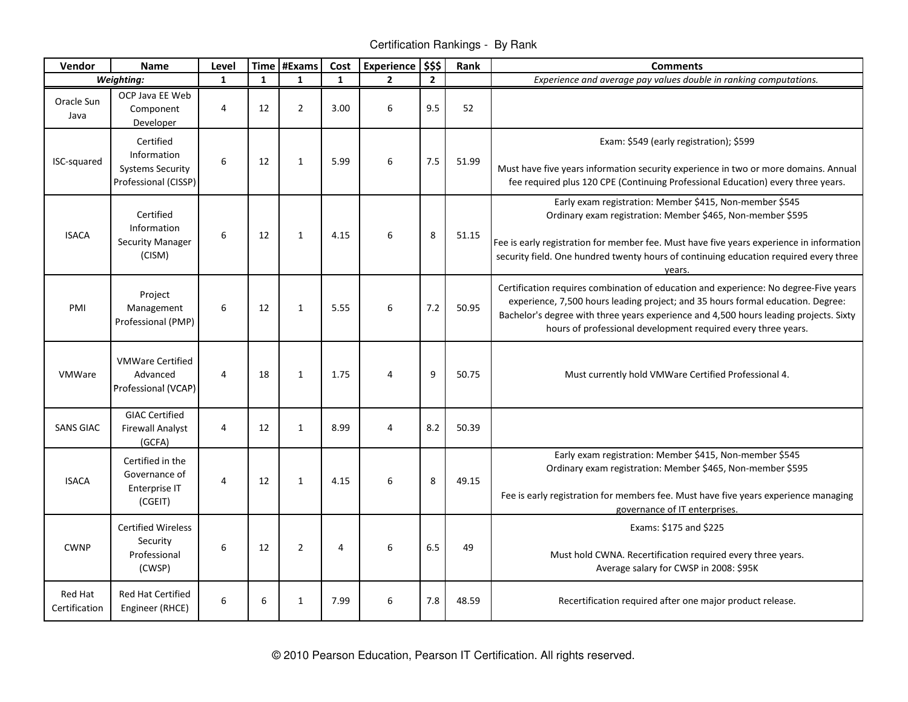# Certification Rankings - By Rank

| Vendor | Name | Level | Time | #Exams | Cost | Experience | $$$ | Rank | Comments |
|---|---|---|---|---|---|---|---|---|---|
| ***Weighting:*** | | **1** | **1** | **1** | **1** | **2** | **2** | | *Experience and average pay values double in ranking computations.* |
| Oracle Sun Java | OCP Java EE Web Component Developer | 4 | 12 | 2 | 3.00 | 6 | 9.5 | 52 | |
| ISC-squared | Certified Information Systems Security Professional (CISSP) | 6 | 12 | 1 | 5.99 | 6 | 7.5 | 51.99 | Exam: $549 (early registration); $599<br><br>Must have five years information security experience in two or more domains. Annual fee required plus 120 CPE (Continuing Professional Education) every three years. |
| ISACA | Certified Information Security Manager (CISM) | 6 | 12 | 1 | 4.15 | 6 | 8 | 51.15 | Early exam registration: Member $415, Non-member $545<br>Ordinary exam registration: Member $465, Non-member $595<br><br>Fee is early registration for member fee. Must have five years experience in information security field. One hundred twenty hours of continuing education required every three years. |
| PMI | Project Management Professional (PMP) | 6 | 12 | 1 | 5.55 | 6 | 7.2 | 50.95 | Certification requires combination of education and experience: No degree-Five years experience, 7,500 hours leading project; and 35 hours formal education. Degree: Bachelor's degree with three years experience and 4,500 hours leading projects. Sixty hours of professional development required every three years. |
| VMWare | VMWare Certified Advanced Professional (VCAP) | 4 | 18 | 1 | 1.75 | 4 | 9 | 50.75 | Must currently hold VMWare Certified Professional 4. |
| SANS GIAC | GIAC Certified Firewall Analyst (GCFA) | 4 | 12 | 1 | 8.99 | 4 | 8.2 | 50.39 | |
| ISACA | Certified in the Governance of Enterprise IT (CGEIT) | 4 | 12 | 1 | 4.15 | 6 | 8 | 49.15 | Early exam registration: Member $415, Non-member $545<br>Ordinary exam registration: Member $465, Non-member $595<br><br>Fee is early registration for members fee. Must have five years experience managing governance of IT enterprises. |
| CWNP | Certified Wireless Security Professional (CWSP) | 6 | 12 | 2 | 4 | 6 | 6.5 | 49 | Exams: $175 and $225<br><br>Must hold CWNA. Recertification required every three years.<br>Average salary for CWSP in 2008: $95K |
| Red Hat Certification | Red Hat Certified Engineer (RHCE) | 6 | 6 | 1 | 7.99 | 6 | 7.8 | 48.59 | Recertification required after one major product release. |

© 2010 Pearson Education, Pearson IT Certification. All rights reserved.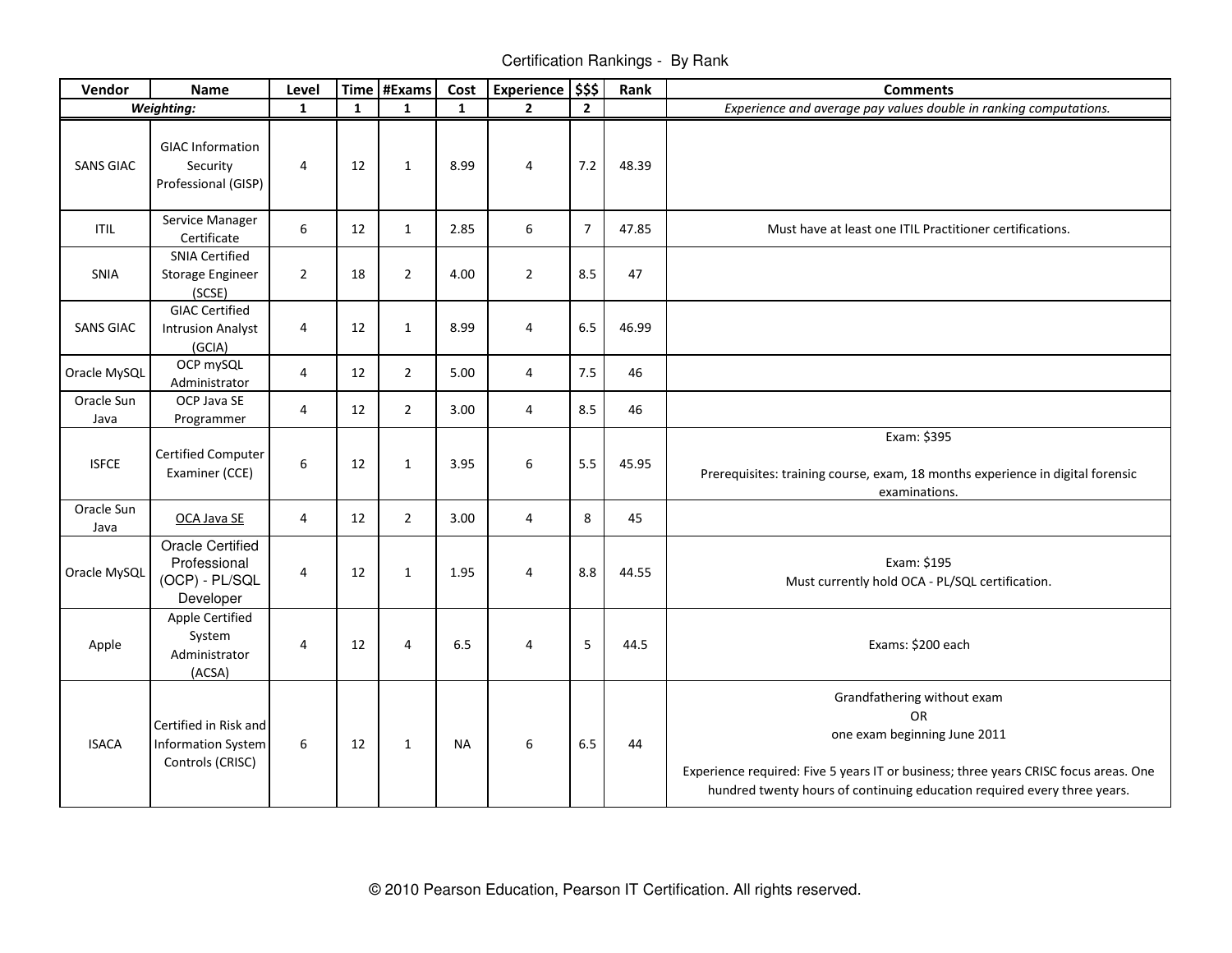Certification Rankings - By Rank

| Vendor | Name | Level | Time | #Exams | Cost | Experience | $$$ | Rank | Comments |
|---|---|---|---|---|---|---|---|---|---|
| ***Weighting:*** | | **1** | **1** | **1** | **1** | **2** | **2** | | *Experience and average pay values double in ranking computations.* |
| SANS GIAC | GIAC Information Security Professional (GISP) | 4 | 12 | 1 | 8.99 | 4 | 7.2 | 48.39 | |
| ITIL | Service Manager Certificate | 6 | 12 | 1 | 2.85 | 6 | 7 | 47.85 | Must have at least one ITIL Practitioner certifications. |
| SNIA | SNIA Certified Storage Engineer (SCSE) | 2 | 18 | 2 | 4.00 | 2 | 8.5 | 47 | |
| SANS GIAC | GIAC Certified Intrusion Analyst (GCIA) | 4 | 12 | 1 | 8.99 | 4 | 6.5 | 46.99 | |
| Oracle MySQL | OCP mySQL Administrator | 4 | 12 | 2 | 5.00 | 4 | 7.5 | 46 | |
| Oracle Sun Java | OCP Java SE Programmer | 4 | 12 | 2 | 3.00 | 4 | 8.5 | 46 | |
| ISFCE | Certified Computer Examiner (CCE) | 6 | 12 | 1 | 3.95 | 6 | 5.5 | 45.95 | Exam: $395<br><br>Prerequisites: training course, exam, 18 months experience in digital forensic examinations. |
| Oracle Sun Java | OCA Java SE | 4 | 12 | 2 | 3.00 | 4 | 8 | 45 | |
| Oracle MySQL | Oracle Certified Professional (OCP) - PL/SQL Developer | 4 | 12 | 1 | 1.95 | 4 | 8.8 | 44.55 | Exam: $195<br>Must currently hold OCA - PL/SQL certification. |
| Apple | Apple Certified System Administrator (ACSA) | 4 | 12 | 4 | 6.5 | 4 | 5 | 44.5 | Exams: $200 each |
| ISACA | Certified in Risk and Information System Controls (CRISC) | 6 | 12 | 1 | NA | 6 | 6.5 | 44 | Grandfathering without exam<br>OR<br>one exam beginning June 2011<br><br>Experience required: Five 5 years IT or business; three years CRISC focus areas. One hundred twenty hours of continuing education required every three years. |

© 2010 Pearson Education, Pearson IT Certification. All rights reserved.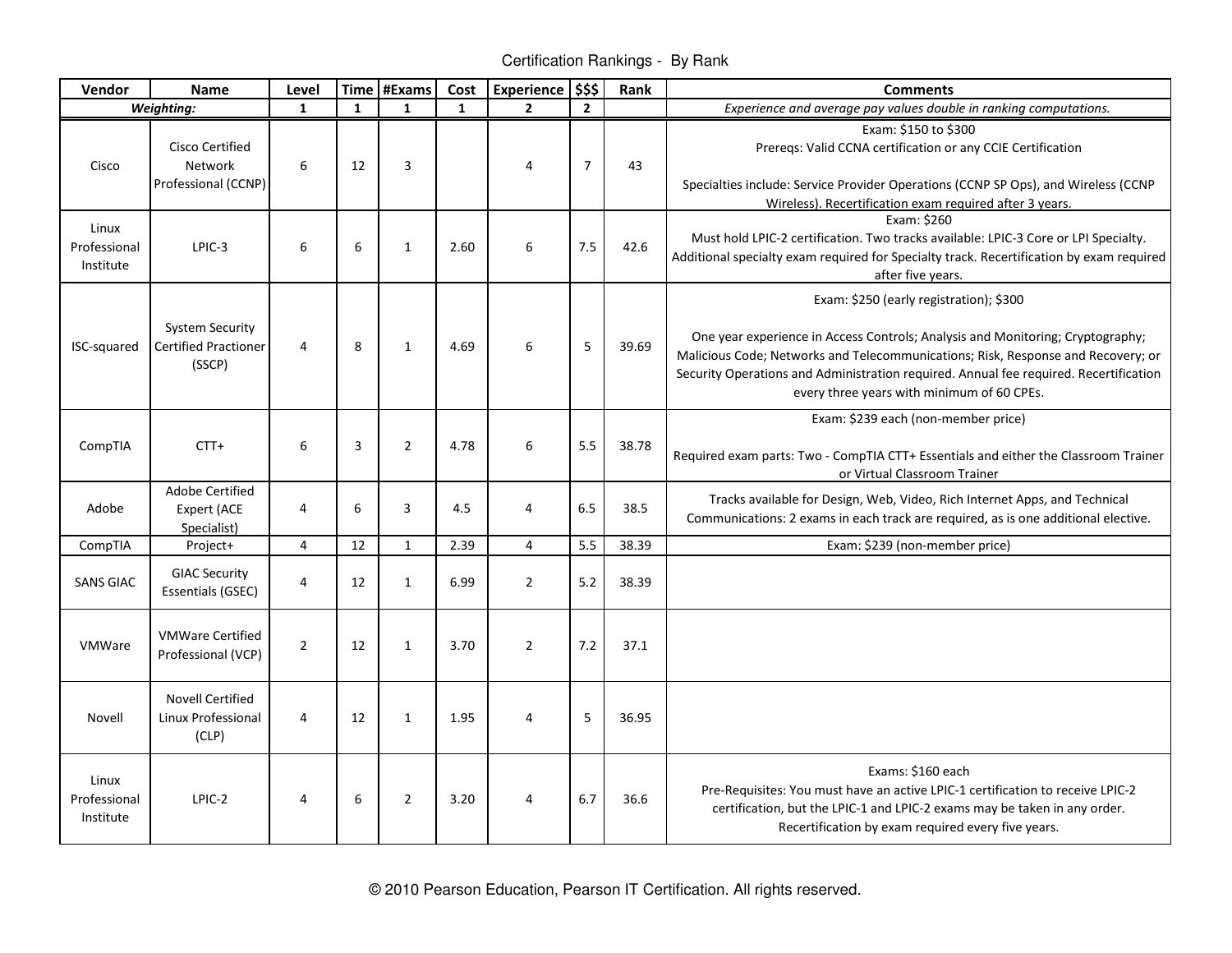# Certification Rankings - By Rank

| Vendor | Name | Level | Time | #Exams | Cost | Experience | $$$ | Rank | Comments |
|---|---|---|---|---|---|---|---|---|---|
| ***Weighting:*** | | 1 | 1 | 1 | 1 | 2 | 2 | | *Experience and average pay values double in ranking computations.* |
| Cisco | Cisco Certified Network Professional (CCNP) | 6 | 12 | 3 | | 4 | 7 | 43 | Exam: $150 to $300<br>Prereqs: Valid CCNA certification or any CCIE Certification<br><br>Specialties include: Service Provider Operations (CCNP SP Ops), and Wireless (CCNP Wireless). Recertification exam required after 3 years. |
| Linux Professional Institute | LPIC-3 | 6 | 6 | 1 | 2.60 | 6 | 7.5 | 42.6 | Exam: $260<br>Must hold LPIC-2 certification. Two tracks available: LPIC-3 Core or LPI Specialty. Additional specialty exam required for Specialty track. Recertification by exam required after five years. |
| ISC-squared | System Security Certified Practioner (SSCP) | 4 | 8 | 1 | 4.69 | 6 | 5 | 39.69 | Exam: $250 (early registration); $300<br><br>One year experience in Access Controls; Analysis and Monitoring; Cryptography; Malicious Code; Networks and Telecommunications; Risk, Response and Recovery; or Security Operations and Administration required. Annual fee required. Recertification every three years with minimum of 60 CPEs. |
| CompTIA | CTT+ | 6 | 3 | 2 | 4.78 | 6 | 5.5 | 38.78 | Exam: $239 each (non-member price)<br><br>Required exam parts: Two - CompTIA CTT+ Essentials and either the Classroom Trainer or Virtual Classroom Trainer |
| Adobe | Adobe Certified Expert (ACE Specialist) | 4 | 6 | 3 | 4.5 | 4 | 6.5 | 38.5 | Tracks available for Design, Web, Video, Rich Internet Apps, and Technical Communications: 2 exams in each track are required, as is one additional elective. |
| CompTIA | Project+ | 4 | 12 | 1 | 2.39 | 4 | 5.5 | 38.39 | Exam: $239 (non-member price) |
| SANS GIAC | GIAC Security Essentials (GSEC) | 4 | 12 | 1 | 6.99 | 2 | 5.2 | 38.39 | |
| VMWare | VMWare Certified Professional (VCP) | 2 | 12 | 1 | 3.70 | 2 | 7.2 | 37.1 | |
| Novell | Novell Certified Linux Professional (CLP) | 4 | 12 | 1 | 1.95 | 4 | 5 | 36.95 | |
| Linux Professional Institute | LPIC-2 | 4 | 6 | 2 | 3.20 | 4 | 6.7 | 36.6 | Exams: $160 each<br>Pre-Requisites: You must have an active LPIC-1 certification to receive LPIC-2 certification, but the LPIC-1 and LPIC-2 exams may be taken in any order. Recertification by exam required every five years. |

© 2010 Pearson Education, Pearson IT Certification. All rights reserved.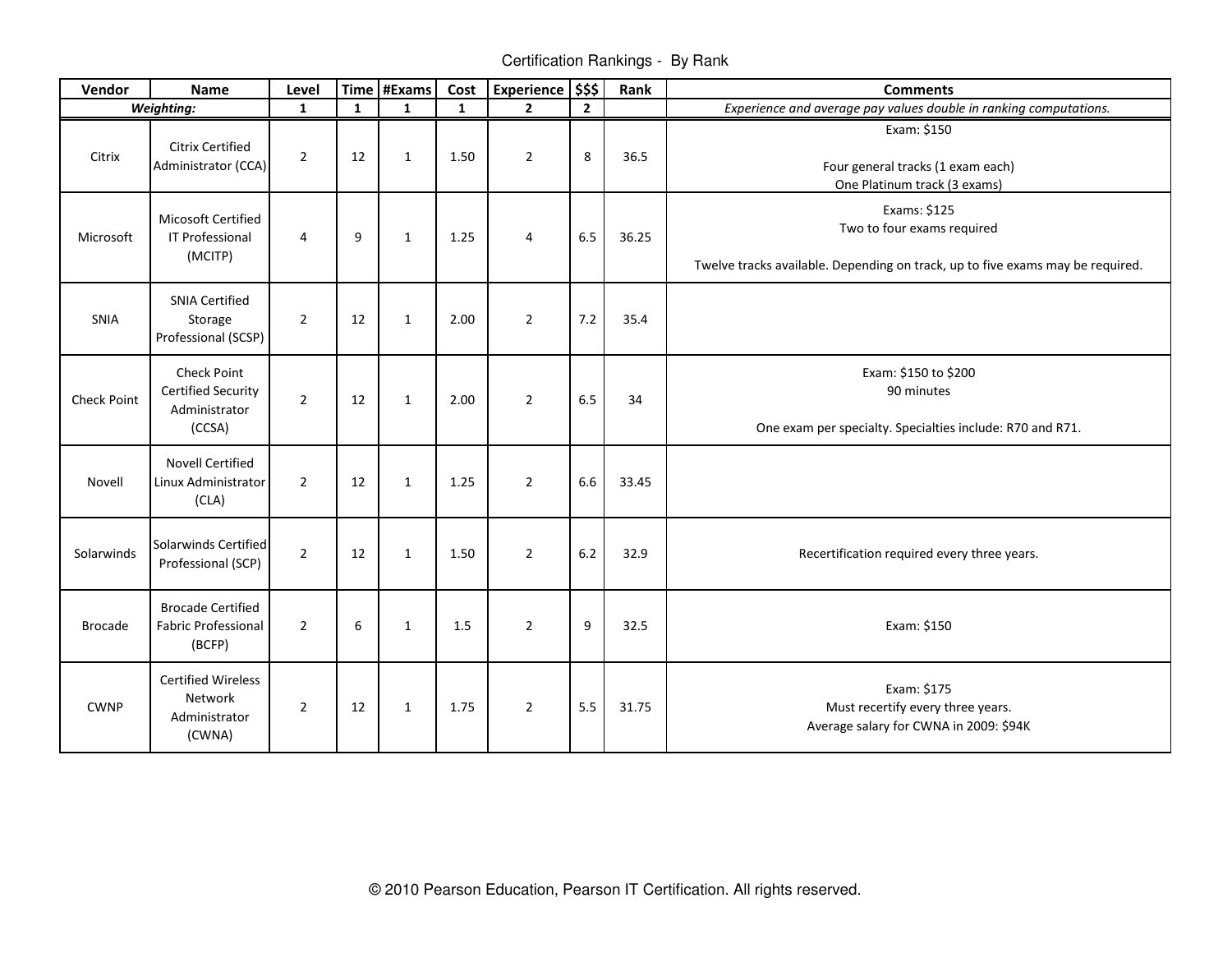# Certification Rankings - By Rank

| Vendor | Name | Level | Time | #Exams | Cost | Experience | $$$ | Rank | Comments |
|---|---|---|---|---|---|---|---|---|---|
| ***Weighting:*** | | **1** | **1** | **1** | **1** | **2** | **2** | | *Experience and average pay values double in ranking computations.* |
| Citrix | Citrix Certified Administrator (CCA) | 2 | 12 | 1 | 1.50 | 2 | 8 | 36.5 | Exam: $150<br><br>Four general tracks (1 exam each)<br>One Platinum track (3 exams) |
| Microsoft | Micosoft Certified IT Professional (MCITP) | 4 | 9 | 1 | 1.25 | 4 | 6.5 | 36.25 | Exams: $125<br>Two to four exams required<br><br>Twelve tracks available. Depending on track, up to five exams may be required. |
| SNIA | SNIA Certified Storage Professional (SCSP) | 2 | 12 | 1 | 2.00 | 2 | 7.2 | 35.4 | |
| Check Point | Check Point Certified Security Administrator (CCSA) | 2 | 12 | 1 | 2.00 | 2 | 6.5 | 34 | Exam: $150 to $200<br>90 minutes<br><br>One exam per specialty. Specialties include: R70 and R71. |
| Novell | Novell Certified Linux Administrator (CLA) | 2 | 12 | 1 | 1.25 | 2 | 6.6 | 33.45 | |
| Solarwinds | Solarwinds Certified Professional (SCP) | 2 | 12 | 1 | 1.50 | 2 | 6.2 | 32.9 | Recertification required every three years. |
| Brocade | Brocade Certified Fabric Professional (BCFP) | 2 | 6 | 1 | 1.5 | 2 | 9 | 32.5 | Exam: $150 |
| CWNP | Certified Wireless Network Administrator (CWNA) | 2 | 12 | 1 | 1.75 | 2 | 5.5 | 31.75 | Exam: $175<br>Must recertify every three years.<br>Average salary for CWNA in 2009: $94K |

© 2010 Pearson Education, Pearson IT Certification. All rights reserved.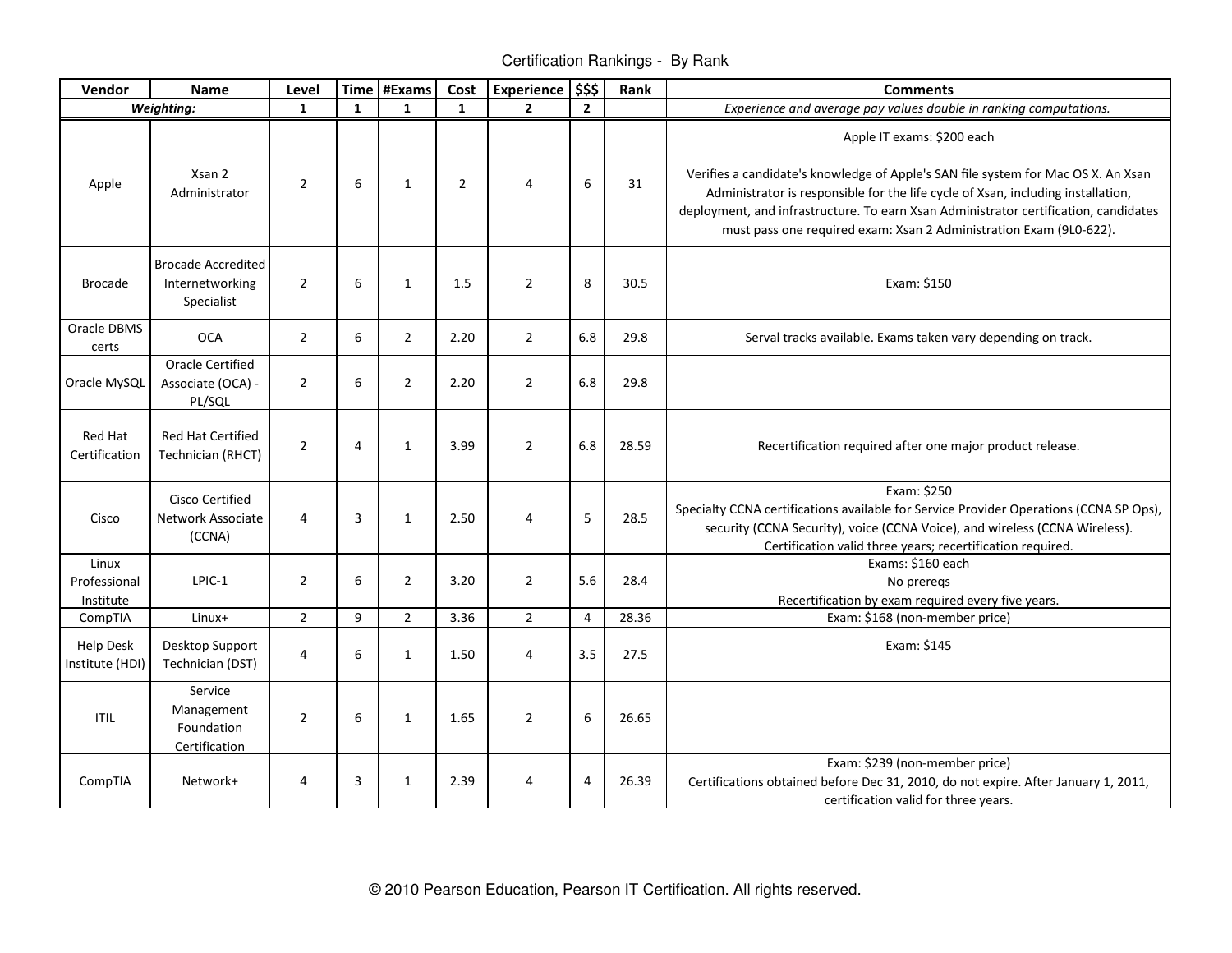# Certification Rankings - By Rank

| Vendor | Name | Level | Time | #Exams | Cost | Experience | $$$ | Rank | Comments |
|---|---|---|---|---|---|---|---|---|---|
| ***Weighting:*** | | **1** | **1** | **1** | **1** | **2** | **2** | | *Experience and average pay values double in ranking computations.* |
| Apple | Xsan 2 Administrator | 2 | 6 | 1 | 2 | 4 | 6 | 31 | Apple IT exams: $200 each<br><br>Verifies a candidate's knowledge of Apple's SAN file system for Mac OS X. An Xsan Administrator is responsible for the life cycle of Xsan, including installation, deployment, and infrastructure. To earn Xsan Administrator certification, candidates must pass one required exam: Xsan 2 Administration Exam (9L0-622). |
| Brocade | Brocade Accredited Internetworking Specialist | 2 | 6 | 1 | 1.5 | 2 | 8 | 30.5 | Exam: $150 |
| Oracle DBMS certs | OCA | 2 | 6 | 2 | 2.20 | 2 | 6.8 | 29.8 | Serval tracks available. Exams taken vary depending on track. |
| Oracle MySQL | Oracle Certified Associate (OCA) - PL/SQL | 2 | 6 | 2 | 2.20 | 2 | 6.8 | 29.8 | |
| Red Hat Certification | Red Hat Certified Technician (RHCT) | 2 | 4 | 1 | 3.99 | 2 | 6.8 | 28.59 | Recertification required after one major product release. |
| Cisco | Cisco Certified Network Associate (CCNA) | 4 | 3 | 1 | 2.50 | 4 | 5 | 28.5 | Exam: $250<br>Specialty CCNA certifications available for Service Provider Operations (CCNA SP Ops), security (CCNA Security), voice (CCNA Voice), and wireless (CCNA Wireless). Certification valid three years; recertification required. |
| Linux Professional Institute | LPIC-1 | 2 | 6 | 2 | 3.20 | 2 | 5.6 | 28.4 | Exams: $160 each<br>No prereqs<br>Recertification by exam required every five years. |
| CompTIA | Linux+ | 2 | 9 | 2 | 3.36 | 2 | 4 | 28.36 | Exam: $168 (non-member price) |
| Help Desk Institute (HDI) | Desktop Support Technician (DST) | 4 | 6 | 1 | 1.50 | 4 | 3.5 | 27.5 | Exam: $145 |
| ITIL | Service Management Foundation Certification | 2 | 6 | 1 | 1.65 | 2 | 6 | 26.65 | |
| CompTIA | Network+ | 4 | 3 | 1 | 2.39 | 4 | 4 | 26.39 | Exam: $239 (non-member price)<br>Certifications obtained before Dec 31, 2010, do not expire. After January 1, 2011, certification valid for three years. |

© 2010 Pearson Education, Pearson IT Certification. All rights reserved.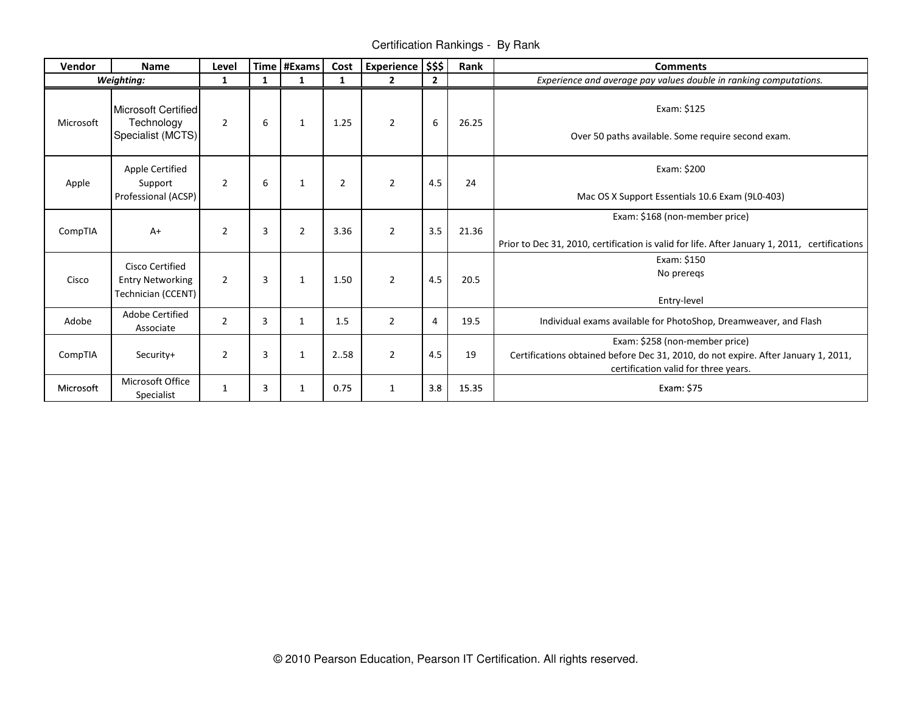Certification Rankings - By Rank

| Vendor | Name | Level | Time | #Exams | Cost | Experience | $$$ | Rank | Comments |
|---|---|---|---|---|---|---|---|---|---|
| *Weighting:* | | 1 | 1 | 1 | 1 | 2 | 2 | | *Experience and average pay values double in ranking computations.* |
| Microsoft | Microsoft Certified Technology Specialist (MCTS) | 2 | 6 | 1 | 1.25 | 2 | 6 | 26.25 | Exam: $125<br><br>Over 50 paths available. Some require second exam. |
| Apple | Apple Certified Support Professional (ACSP) | 2 | 6 | 1 | 2 | 2 | 4.5 | 24 | Exam: $200<br><br>Mac OS X Support Essentials 10.6 Exam (9L0-403) |
| CompTIA | A+ | 2 | 3 | 2 | 3.36 | 2 | 3.5 | 21.36 | Exam: $168 (non-member price)<br><br>Prior to Dec 31, 2010, certification is valid for life. After January 1, 2011, certifications |
| Cisco | Cisco Certified Entry Networking Technician (CCENT) | 2 | 3 | 1 | 1.50 | 2 | 4.5 | 20.5 | Exam: $150<br>No prereqs<br><br>Entry-level |
| Adobe | Adobe Certified Associate | 2 | 3 | 1 | 1.5 | 2 | 4 | 19.5 | Individual exams available for PhotoShop, Dreamweaver, and Flash |
| CompTIA | Security+ | 2 | 3 | 1 | 2..58 | 2 | 4.5 | 19 | Exam: $258 (non-member price)<br>Certifications obtained before Dec 31, 2010, do not expire. After January 1, 2011, certification valid for three years. |
| Microsoft | Microsoft Office Specialist | 1 | 3 | 1 | 0.75 | 1 | 3.8 | 15.35 | Exam: $75 |

© 2010 Pearson Education, Pearson IT Certification. All rights reserved.